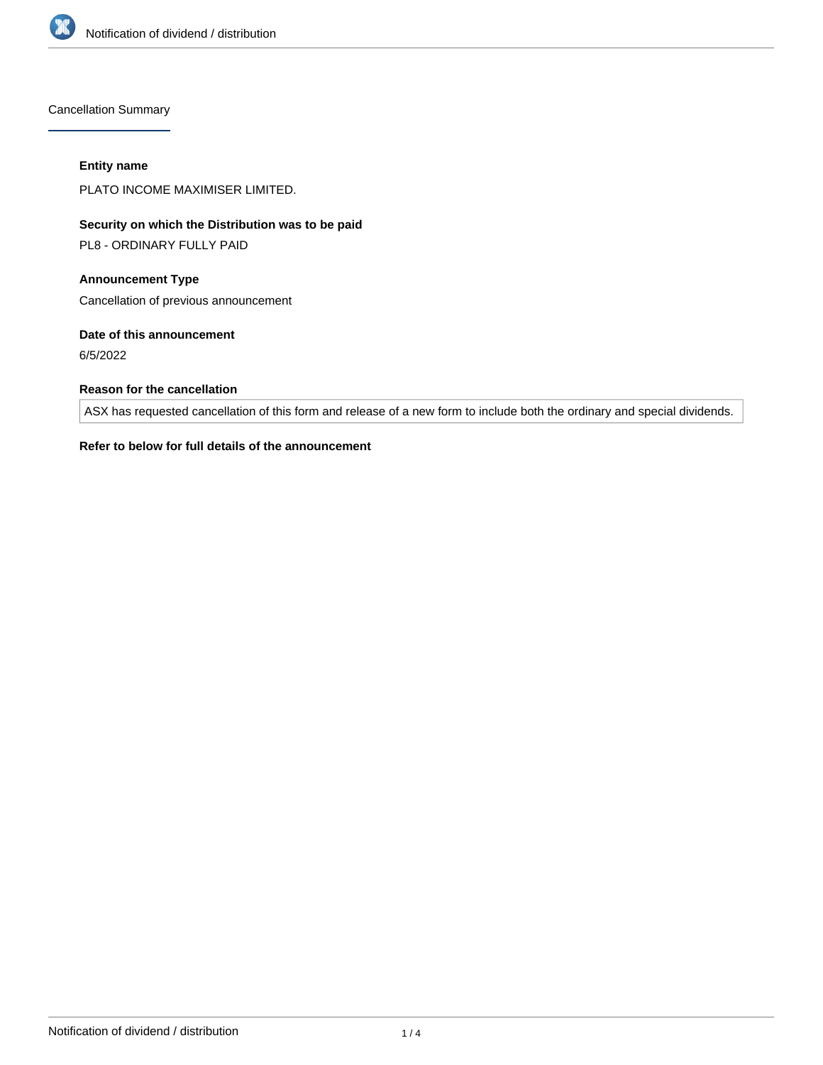## Cancellation Summary

**Entity name**

PLATO INCOME MAXIMISER LIMITED.

**Security on which the Distribution was to be paid**

PL8 - ORDINARY FULLY PAID

**Announcement Type**

Cancellation of previous announcement

**Date of this announcement**

6/5/2022

**Reason for the cancellation**

ASX has requested cancellation of this form and release of a new form to include both the ordinary and special dividends.

**Refer to below for full details of the announcement**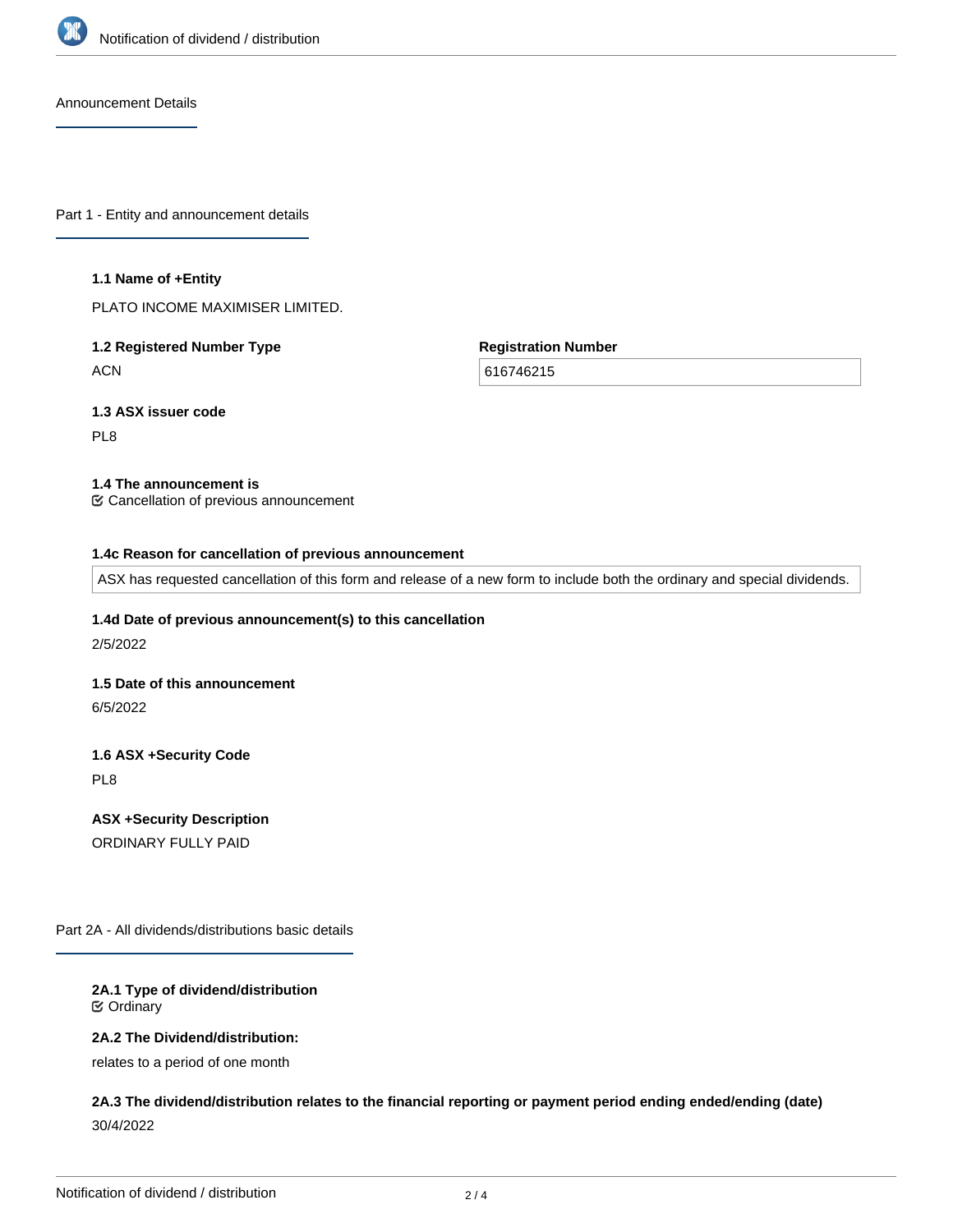## Announcement Details

## Part 1 - Entity and announcement details

**1.1 Name of +Entity**

PLATO INCOME MAXIMISER LIMITED.

**1.2 Registered Number Type**

ACN

**Registration Number**

616746215

**1.3 ASX issuer code**

PL8

**1.4 The announcement is**

☑ Cancellation of previous announcement

**1.4c Reason for cancellation of previous announcement**

ASX has requested cancellation of this form and release of a new form to include both the ordinary and special dividends.

**1.4d Date of previous announcement(s) to this cancellation**

2/5/2022

**1.5 Date of this announcement**

6/5/2022

**1.6 ASX +Security Code**

PL8

**ASX +Security Description**

ORDINARY FULLY PAID

## Part 2A - All dividends/distributions basic details

**2A.1 Type of dividend/distribution**

☑ Ordinary

**2A.2 The Dividend/distribution:**

relates to a period of one month

**2A.3 The dividend/distribution relates to the financial reporting or payment period ending ended/ending (date)**

30/4/2022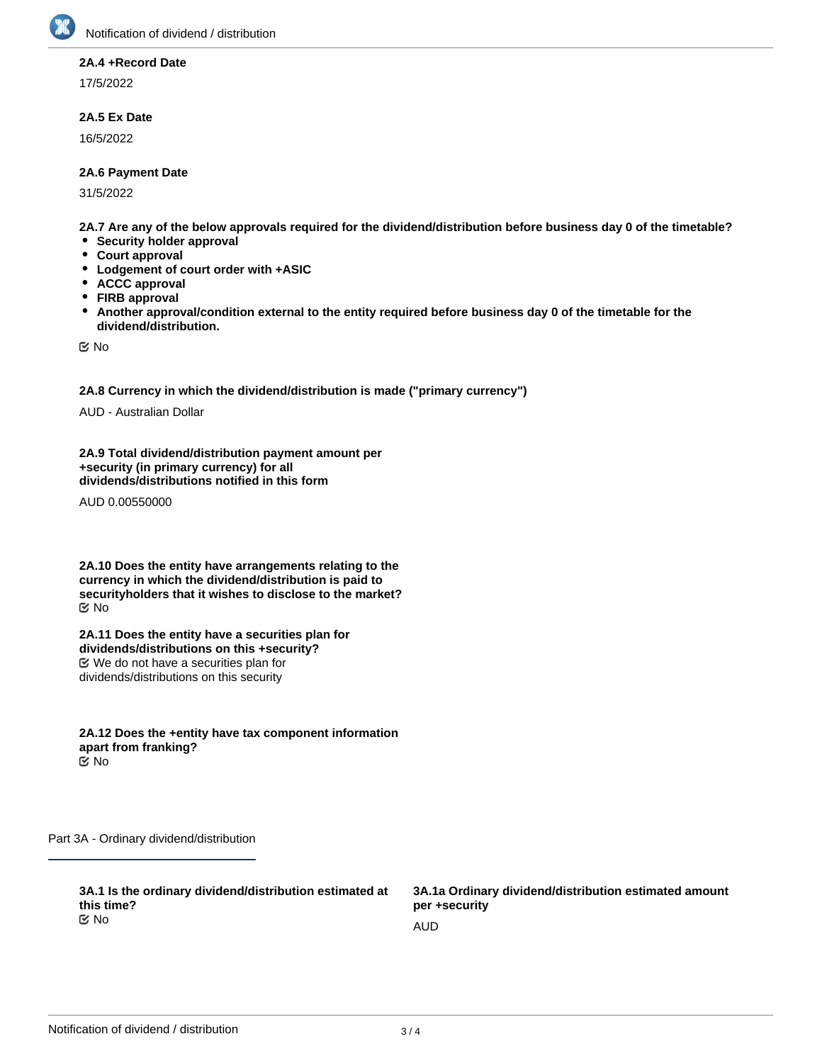**2A.4 +Record Date**

17/5/2022

**2A.5 Ex Date**

16/5/2022

**2A.6 Payment Date**

31/5/2022

**2A.7 Are any of the below approvals required for the dividend/distribution before business day 0 of the timetable?**

- **Security holder approval**
- **Court approval**
- **Lodgement of court order with +ASIC**
- **ACCC approval**
- **FIRB approval**
- **Another approval/condition external to the entity required before business day 0 of the timetable for the dividend/distribution.**

☑ No

**2A.8 Currency in which the dividend/distribution is made ("primary currency")**

AUD - Australian Dollar

**2A.9 Total dividend/distribution payment amount per +security (in primary currency) for all dividends/distributions notified in this form**

AUD 0.00550000

**2A.10 Does the entity have arrangements relating to the currency in which the dividend/distribution is paid to securityholders that it wishes to disclose to the market?**

☑ No

**2A.11 Does the entity have a securities plan for dividends/distributions on this +security?**

☑ We do not have a securities plan for dividends/distributions on this security

**2A.12 Does the +entity have tax component information apart from franking?**

☑ No

## Part 3A - Ordinary dividend/distribution

**3A.1 Is the ordinary dividend/distribution estimated at this time?**

☑ No

**3A.1a Ordinary dividend/distribution estimated amount per +security**

AUD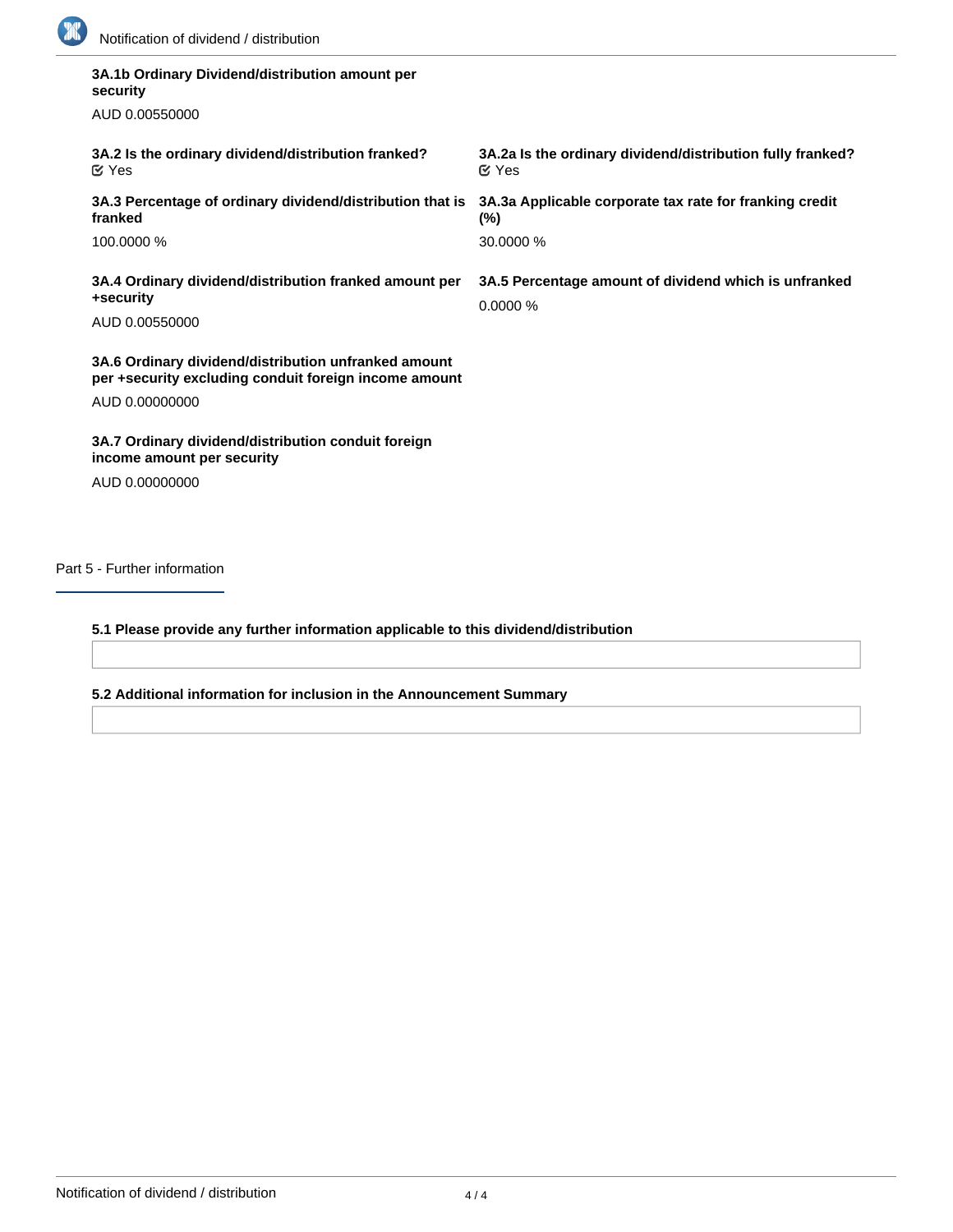**3A.1b Ordinary Dividend/distribution amount per security**

AUD 0.00550000

**3A.2 Is the ordinary dividend/distribution franked?**

Yes

**3A.2a Is the ordinary dividend/distribution fully franked?**

Yes

**3A.3 Percentage of ordinary dividend/distribution that is franked**

100.0000 %

**3A.3a Applicable corporate tax rate for franking credit (%)**

30.0000 %

**3A.4 Ordinary dividend/distribution franked amount per +security**

AUD 0.00550000

**3A.5 Percentage amount of dividend which is unfranked**

0.0000 %

**3A.6 Ordinary dividend/distribution unfranked amount per +security excluding conduit foreign income amount**

AUD 0.00000000

**3A.7 Ordinary dividend/distribution conduit foreign income amount per security**

AUD 0.00000000

## Part 5 - Further information

**5.1 Please provide any further information applicable to this dividend/distribution**

**5.2 Additional information for inclusion in the Announcement Summary**